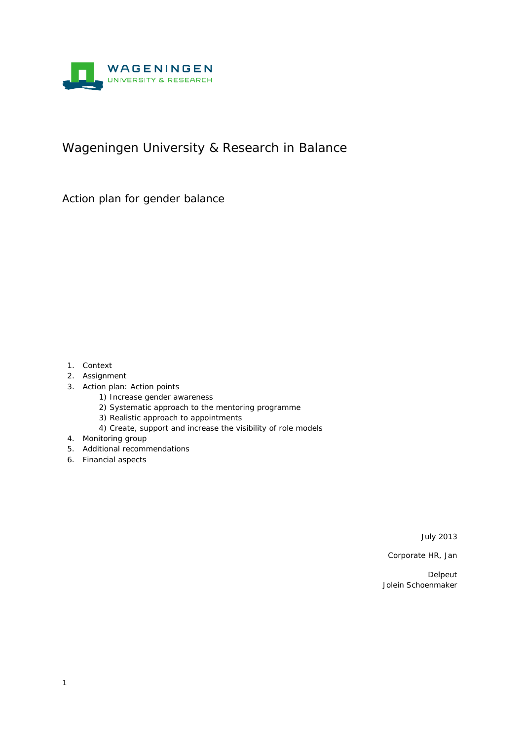WAGENINGEN
UNIVERSITY & RESEARCH

# Wageningen University & Research in Balance

## Action plan for gender balance

1. Context
2. Assignment
3. Action plan: Action points
    1) Increase gender awareness
    2) Systematic approach to the mentoring programme
    3) Realistic approach to appointments
    4) Create, support and increase the visibility of role models
4. Monitoring group
5. Additional recommendations
6. Financial aspects

July 2013

Corporate HR, Jan Delpeut
Jolein Schoenmaker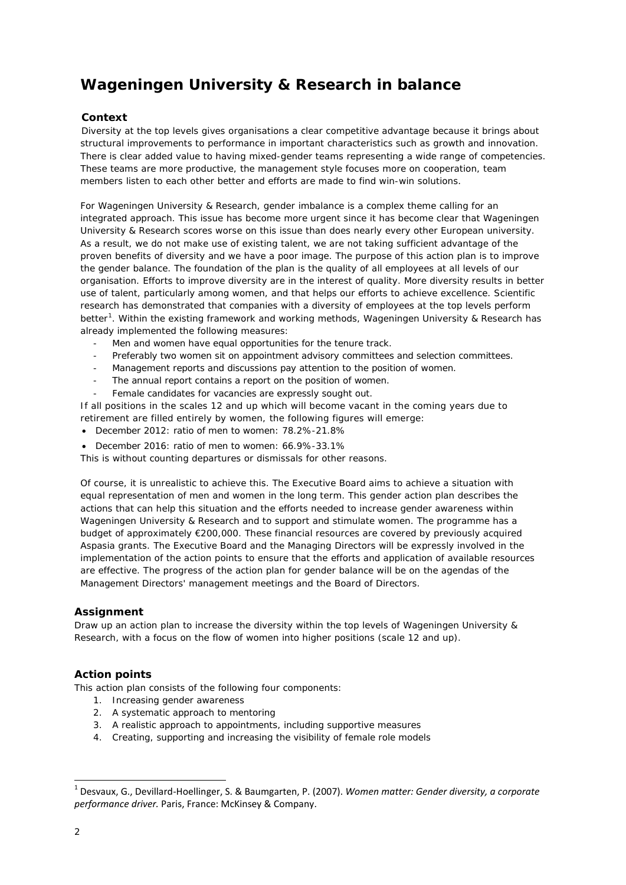# Wageningen University & Research in balance

## Context

Diversity at the top levels gives organisations a clear competitive advantage because it brings about structural improvements to performance in important characteristics such as growth and innovation. There is clear added value to having mixed-gender teams representing a wide range of competencies. These teams are more productive, the management style focuses more on cooperation, team members listen to each other better and efforts are made to find win-win solutions.

For Wageningen University & Research, gender imbalance is a complex theme calling for an integrated approach. This issue has become more urgent since it has become clear that Wageningen University & Research scores worse on this issue than does nearly every other European university. As a result, we do not make use of existing talent, we are not taking sufficient advantage of the proven benefits of diversity and we have a poor image. The purpose of this action plan is to improve the gender balance. The foundation of the plan is the quality of all employees at all levels of our organisation. Efforts to improve diversity are in the interest of quality. More diversity results in better use of talent, particularly among women, and that helps our efforts to achieve excellence. Scientific research has demonstrated that companies with a diversity of employees at the top levels perform better[1]. Within the existing framework and working methods, Wageningen University & Research has already implemented the following measures:

- Men and women have equal opportunities for the tenure track.
- Preferably two women sit on appointment advisory committees and selection committees.
- Management reports and discussions pay attention to the position of women.
- The annual report contains a report on the position of women.
- Female candidates for vacancies are expressly sought out.

If all positions in the scales 12 and up which will become vacant in the coming years due to retirement are filled entirely by women, the following figures will emerge:

- December 2012: ratio of men to women: 78.2%-21.8%
- December 2016: ratio of men to women: 66.9%-33.1%

This is without counting departures or dismissals for other reasons.

Of course, it is unrealistic to achieve this. The Executive Board aims to achieve a situation with equal representation of men and women in the long term. This gender action plan describes the actions that can help this situation and the efforts needed to increase gender awareness within Wageningen University & Research and to support and stimulate women. The programme has a budget of approximately €200,000. These financial resources are covered by previously acquired Aspasia grants. The Executive Board and the Managing Directors will be expressly involved in the implementation of the action points to ensure that the efforts and application of available resources are effective. The progress of the action plan for gender balance will be on the agendas of the Management Directors' management meetings and the Board of Directors.

## Assignment

Draw up an action plan to increase the diversity within the top levels of Wageningen University & Research, with a focus on the flow of women into higher positions (scale 12 and up).

## Action points

This action plan consists of the following four components:

1. Increasing gender awareness
2. A systematic approach to mentoring
3. A realistic approach to appointments, including supportive measures
4. Creating, supporting and increasing the visibility of female role models

[1] Desvaux, G., Devillard-Hoellinger, S. & Baumgarten, P. (2007). *Women matter: Gender diversity, a corporate performance driver.* Paris, France: McKinsey & Company.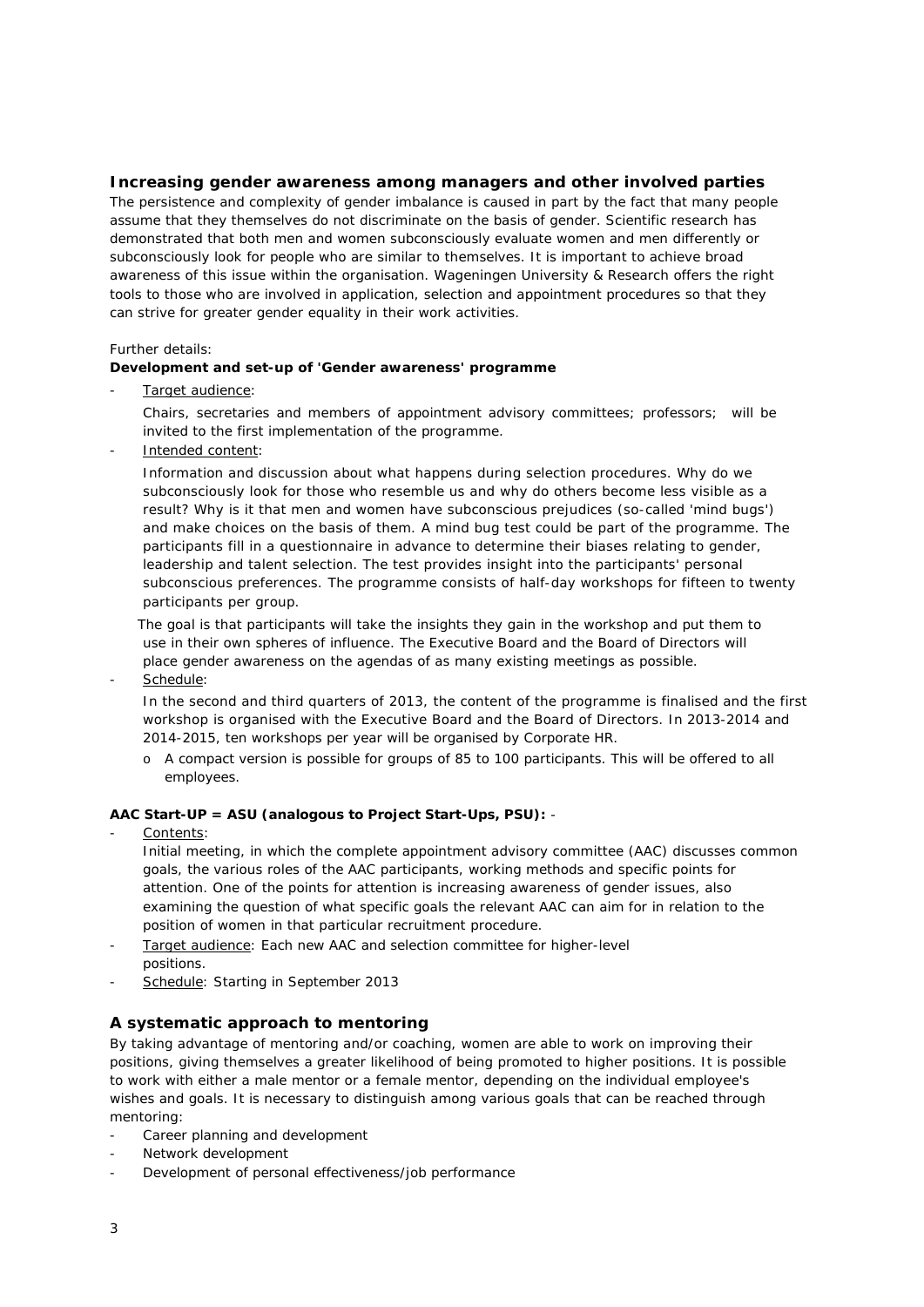## Increasing gender awareness among managers and other involved parties

The persistence and complexity of gender imbalance is caused in part by the fact that many people assume that they themselves do not discriminate on the basis of gender. Scientific research has demonstrated that both men and women subconsciously evaluate women and men differently or subconsciously look for people who are similar to themselves. It is important to achieve broad awareness of this issue within the organisation. Wageningen University & Research offers the right tools to those who are involved in application, selection and appointment procedures so that they can strive for greater gender equality in their work activities.

Further details:

**Development and set-up of 'Gender awareness' programme**

- Target audience:

  Chairs, secretaries and members of appointment advisory committees; professors; will be invited to the first implementation of the programme.

- Intended content:

  Information and discussion about what happens during selection procedures. Why do we subconsciously look for those who resemble us and why do others become less visible as a result? Why is it that men and women have subconscious prejudices (so-called 'mind bugs') and make choices on the basis of them. A mind bug test could be part of the programme. The participants fill in a questionnaire in advance to determine their biases relating to gender, leadership and talent selection. The test provides insight into the participants' personal subconscious preferences. The programme consists of half-day workshops for fifteen to twenty participants per group.

  The goal is that participants will take the insights they gain in the workshop and put them to use in their own spheres of influence. The Executive Board and the Board of Directors will place gender awareness on the agendas of as many existing meetings as possible.

- Schedule:

  In the second and third quarters of 2013, the content of the programme is finalised and the first workshop is organised with the Executive Board and the Board of Directors. In 2013-2014 and 2014-2015, ten workshops per year will be organised by Corporate HR.

  - A compact version is possible for groups of 85 to 100 participants. This will be offered to all employees.

**AAC Start-UP = ASU (analogous to Project Start-Ups, PSU):** -

- Contents:

  Initial meeting, in which the complete appointment advisory committee (AAC) discusses common goals, the various roles of the AAC participants, working methods and specific points for attention. One of the points for attention is increasing awareness of gender issues, also examining the question of what specific goals the relevant AAC can aim for in relation to the position of women in that particular recruitment procedure.

- Target audience: Each new AAC and selection committee for higher-level positions.
- Schedule: Starting in September 2013

## A systematic approach to mentoring

By taking advantage of mentoring and/or coaching, women are able to work on improving their positions, giving themselves a greater likelihood of being promoted to higher positions. It is possible to work with either a male mentor or a female mentor, depending on the individual employee's wishes and goals. It is necessary to distinguish among various goals that can be reached through mentoring:

- Career planning and development
- Network development
- Development of personal effectiveness/job performance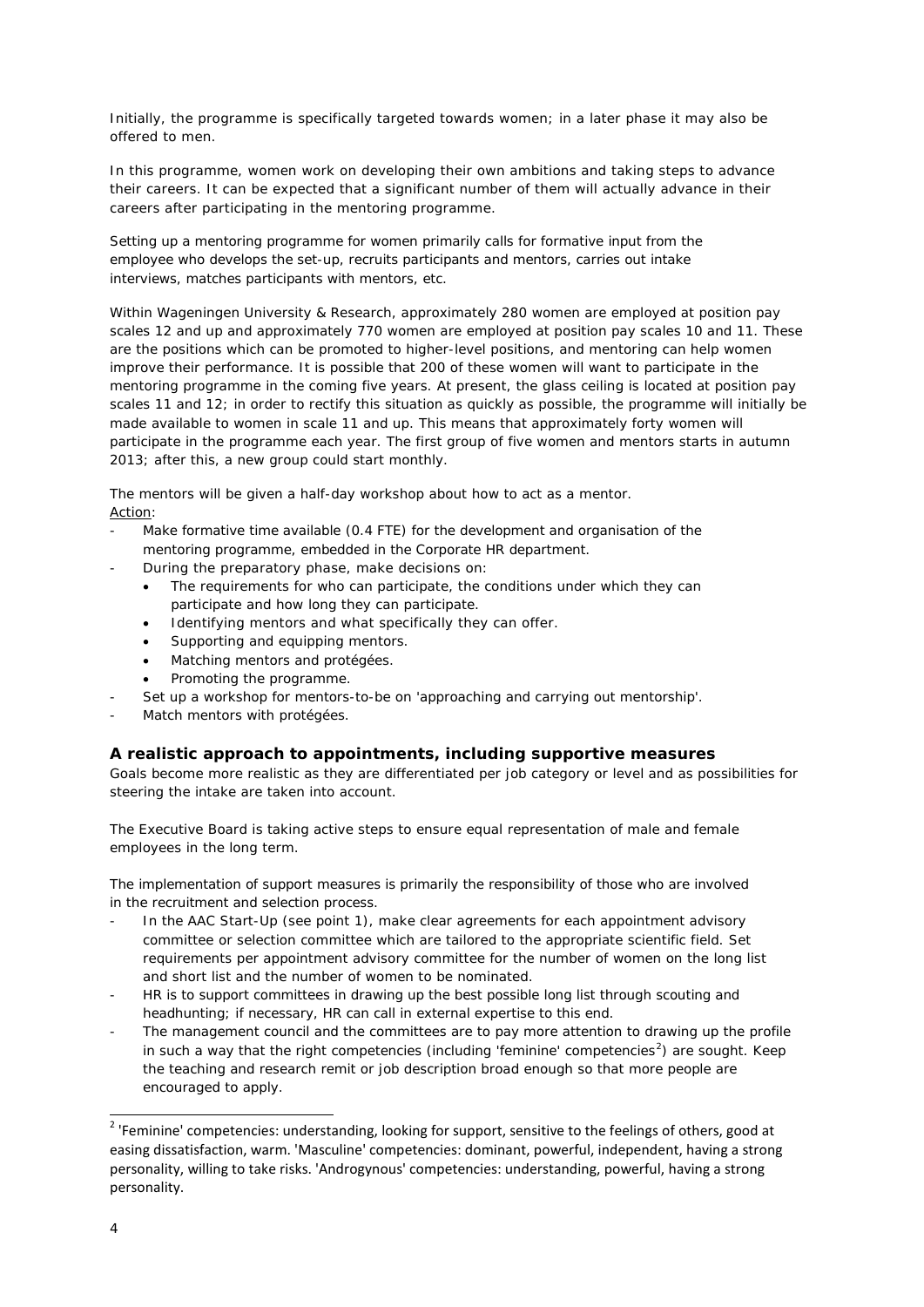Initially, the programme is specifically targeted towards women; in a later phase it may also be offered to men.

In this programme, women work on developing their own ambitions and taking steps to advance their careers. It can be expected that a significant number of them will actually advance in their careers after participating in the mentoring programme.

Setting up a mentoring programme for women primarily calls for formative input from the employee who develops the set-up, recruits participants and mentors, carries out intake interviews, matches participants with mentors, etc.

Within Wageningen University & Research, approximately 280 women are employed at position pay scales 12 and up and approximately 770 women are employed at position pay scales 10 and 11. These are the positions which can be promoted to higher-level positions, and mentoring can help women improve their performance. It is possible that 200 of these women will want to participate in the mentoring programme in the coming five years. At present, the glass ceiling is located at position pay scales 11 and 12; in order to rectify this situation as quickly as possible, the programme will initially be made available to women in scale 11 and up. This means that approximately forty women will participate in the programme each year. The first group of five women and mentors starts in autumn 2013; after this, a new group could start monthly.

The mentors will be given a half-day workshop about how to act as a mentor.
Action:

- Make formative time available (0.4 FTE) for the development and organisation of the mentoring programme, embedded in the Corporate HR department.
- During the preparatory phase, make decisions on:
  - The requirements for who can participate, the conditions under which they can participate and how long they can participate.
  - Identifying mentors and what specifically they can offer.
  - Supporting and equipping mentors.
  - Matching mentors and protégées.
  - Promoting the programme.
- Set up a workshop for mentors-to-be on 'approaching and carrying out mentorship'.
- Match mentors with protégées.

## A realistic approach to appointments, including supportive measures

Goals become more realistic as they are differentiated per job category or level and as possibilities for steering the intake are taken into account.

The Executive Board is taking active steps to ensure equal representation of male and female employees in the long term.

The implementation of support measures is primarily the responsibility of those who are involved in the recruitment and selection process.

- In the AAC Start-Up (see point 1), make clear agreements for each appointment advisory committee or selection committee which are tailored to the appropriate scientific field. Set requirements per appointment advisory committee for the number of women on the long list and short list and the number of women to be nominated.
- HR is to support committees in drawing up the best possible long list through scouting and headhunting; if necessary, HR can call in external expertise to this end.
- The management council and the committees are to pay more attention to drawing up the profile in such a way that the right competencies (including 'feminine' competencies[2]) are sought. Keep the teaching and research remit or job description broad enough so that more people are encouraged to apply.

[2] 'Feminine' competencies: understanding, looking for support, sensitive to the feelings of others, good at easing dissatisfaction, warm. 'Masculine' competencies: dominant, powerful, independent, having a strong personality, willing to take risks. 'Androgynous' competencies: understanding, powerful, having a strong personality.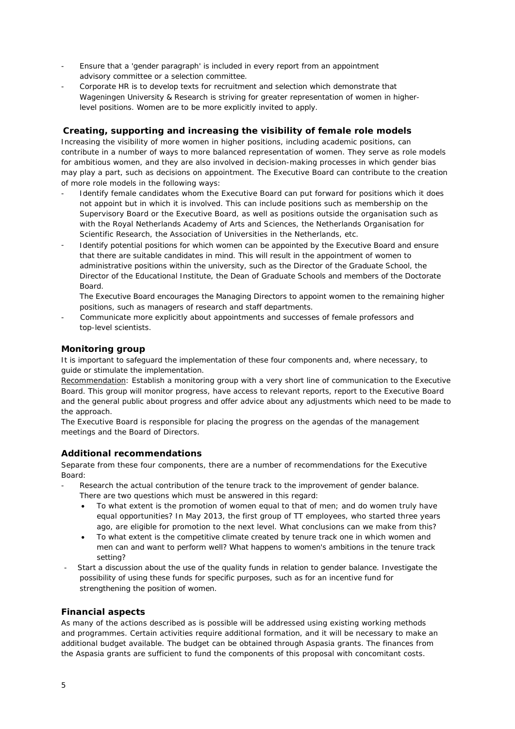- Ensure that a 'gender paragraph' is included in every report from an appointment advisory committee or a selection committee.
- Corporate HR is to develop texts for recruitment and selection which demonstrate that Wageningen University & Research is striving for greater representation of women in higher-level positions. Women are to be more explicitly invited to apply.

## Creating, supporting and increasing the visibility of female role models

Increasing the visibility of more women in higher positions, including academic positions, can contribute in a number of ways to more balanced representation of women. They serve as role models for ambitious women, and they are also involved in decision-making processes in which gender bias may play a part, such as decisions on appointment. The Executive Board can contribute to the creation of more role models in the following ways:

- Identify female candidates whom the Executive Board can put forward for positions which it does not appoint but in which it is involved. This can include positions such as membership on the Supervisory Board or the Executive Board, as well as positions outside the organisation such as with the Royal Netherlands Academy of Arts and Sciences, the Netherlands Organisation for Scientific Research, the Association of Universities in the Netherlands, etc.
- Identify potential positions for which women can be appointed by the Executive Board and ensure that there are suitable candidates in mind. This will result in the appointment of women to administrative positions within the university, such as the Director of the Graduate School, the Director of the Educational Institute, the Dean of Graduate Schools and members of the Doctorate Board.

  The Executive Board encourages the Managing Directors to appoint women to the remaining higher positions, such as managers of research and staff departments.
- Communicate more explicitly about appointments and successes of female professors and top-level scientists.

## Monitoring group

It is important to safeguard the implementation of these four components and, where necessary, to guide or stimulate the implementation.

Recommendation: Establish a monitoring group with a very short line of communication to the Executive Board. This group will monitor progress, have access to relevant reports, report to the Executive Board and the general public about progress and offer advice about any adjustments which need to be made to the approach.

The Executive Board is responsible for placing the progress on the agendas of the management meetings and the Board of Directors.

## Additional recommendations

Separate from these four components, there are a number of recommendations for the Executive Board:

- Research the actual contribution of the tenure track to the improvement of gender balance. There are two questions which must be answered in this regard:
  - To what extent is the promotion of women equal to that of men; and do women truly have equal opportunities? In May 2013, the first group of TT employees, who started three years ago, are eligible for promotion to the next level. What conclusions can we make from this?
  - To what extent is the competitive climate created by tenure track one in which women and men can and want to perform well? What happens to women's ambitions in the tenure track setting?
- Start a discussion about the use of the quality funds in relation to gender balance. Investigate the possibility of using these funds for specific purposes, such as for an incentive fund for strengthening the position of women.

## Financial aspects

As many of the actions described as is possible will be addressed using existing working methods and programmes. Certain activities require additional formation, and it will be necessary to make an additional budget available. The budget can be obtained through Aspasia grants. The finances from the Aspasia grants are sufficient to fund the components of this proposal with concomitant costs.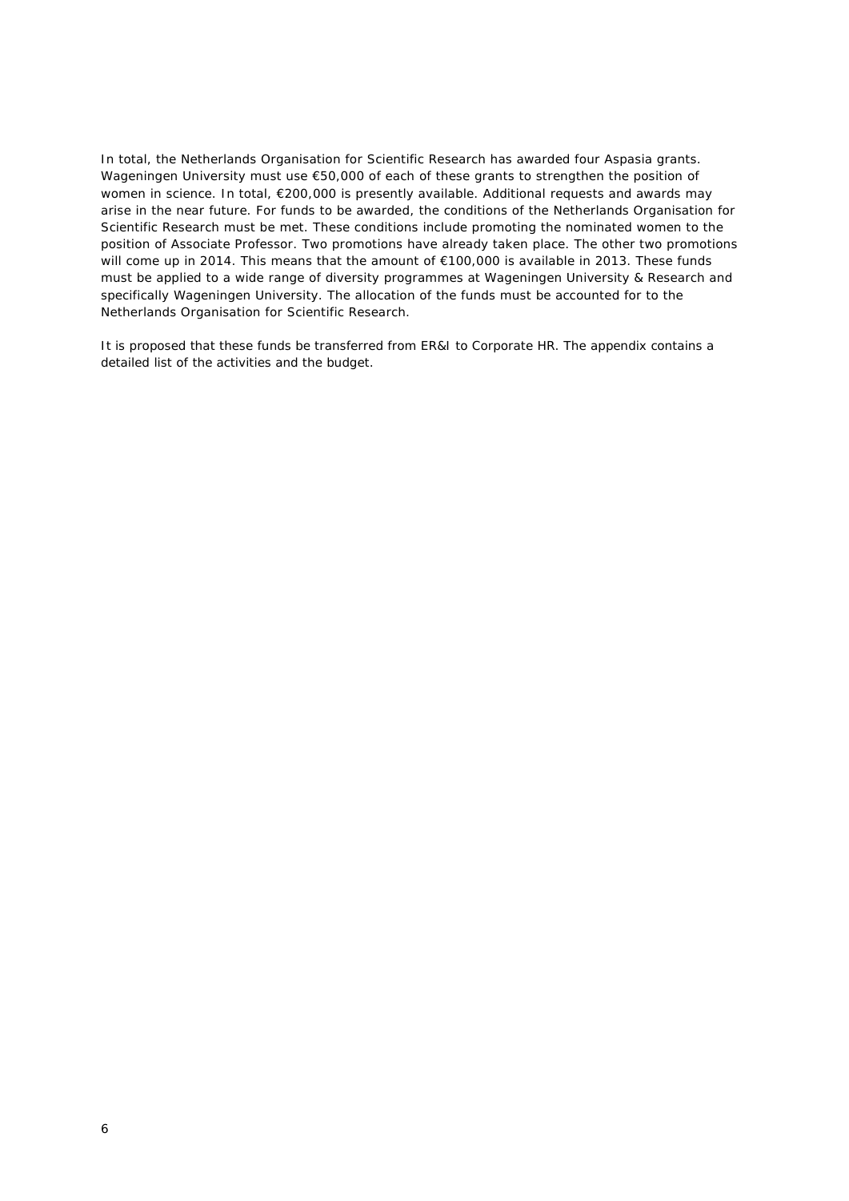In total, the Netherlands Organisation for Scientific Research has awarded four Aspasia grants. Wageningen University must use €50,000 of each of these grants to strengthen the position of women in science. In total, €200,000 is presently available. Additional requests and awards may arise in the near future. For funds to be awarded, the conditions of the Netherlands Organisation for Scientific Research must be met. These conditions include promoting the nominated women to the position of Associate Professor. Two promotions have already taken place. The other two promotions will come up in 2014. This means that the amount of €100,000 is available in 2013. These funds must be applied to a wide range of diversity programmes at Wageningen University & Research and specifically Wageningen University. The allocation of the funds must be accounted for to the Netherlands Organisation for Scientific Research.

It is proposed that these funds be transferred from ER&I to Corporate HR. The appendix contains a detailed list of the activities and the budget.